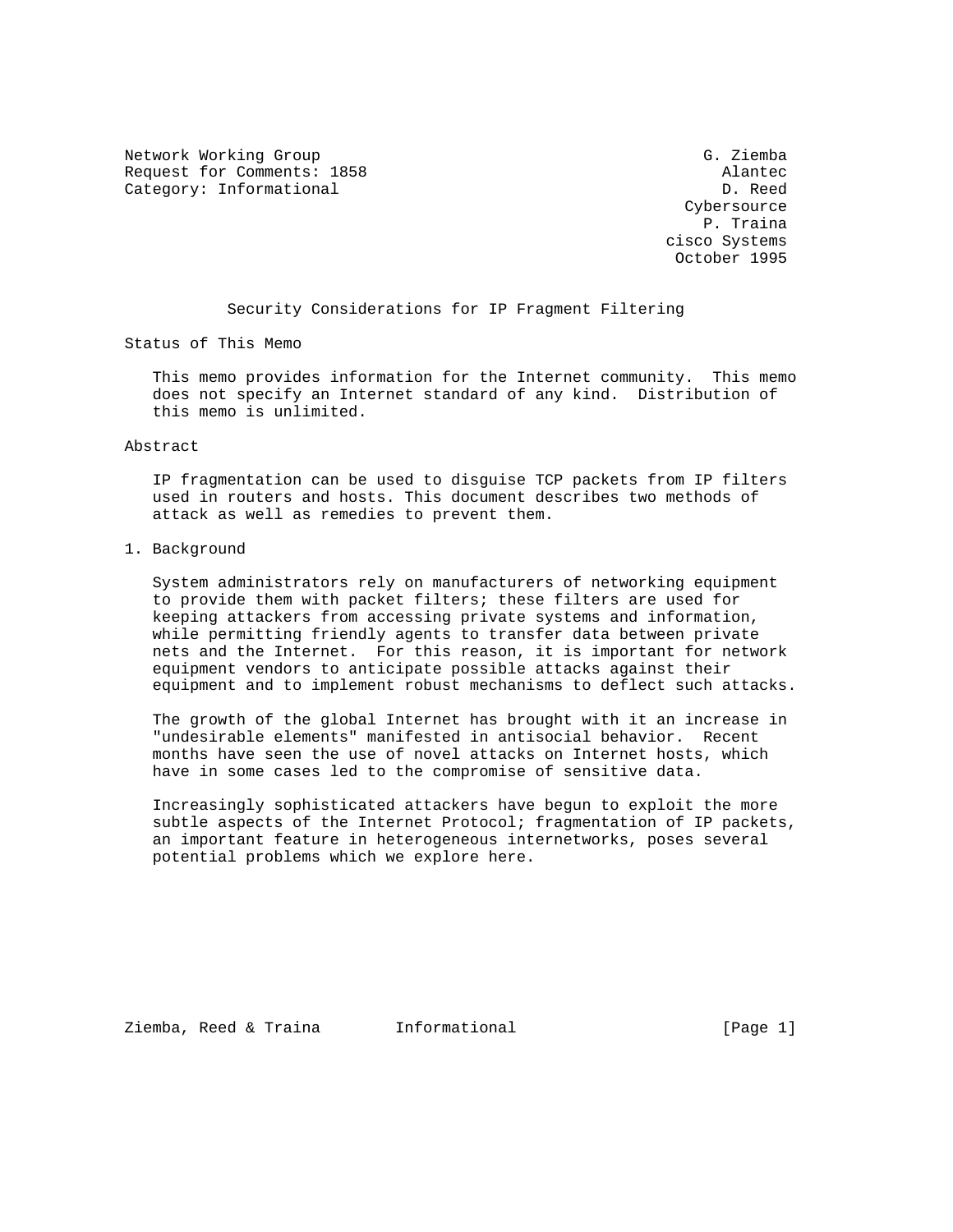Network Working Group G. Ziemba
Request for Comments: 1858 Alantec
Category: Informational D. Reed
Cybersource
P. Traina
cisco Systems
October 1995

# Security Considerations for IP Fragment Filtering

## Status of This Memo

This memo provides information for the Internet community. This memo does not specify an Internet standard of any kind. Distribution of this memo is unlimited.

## Abstract

IP fragmentation can be used to disguise TCP packets from IP filters used in routers and hosts. This document describes two methods of attack as well as remedies to prevent them.

## 1. Background

System administrators rely on manufacturers of networking equipment to provide them with packet filters; these filters are used for keeping attackers from accessing private systems and information, while permitting friendly agents to transfer data between private nets and the Internet. For this reason, it is important for network equipment vendors to anticipate possible attacks against their equipment and to implement robust mechanisms to deflect such attacks.

The growth of the global Internet has brought with it an increase in "undesirable elements" manifested in antisocial behavior. Recent months have seen the use of novel attacks on Internet hosts, which have in some cases led to the compromise of sensitive data.

Increasingly sophisticated attackers have begun to exploit the more subtle aspects of the Internet Protocol; fragmentation of IP packets, an important feature in heterogeneous internetworks, poses several potential problems which we explore here.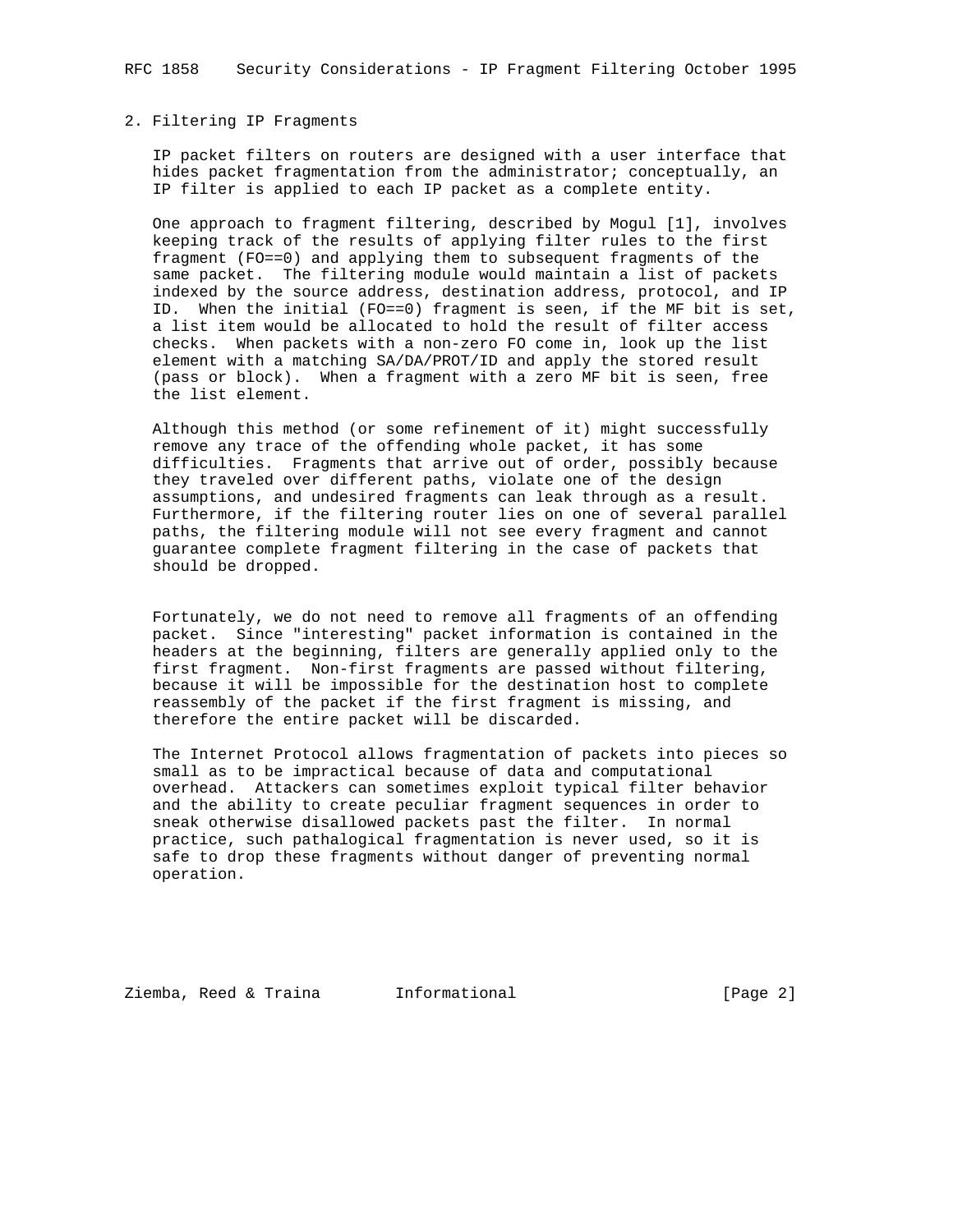## 2. Filtering IP Fragments

IP packet filters on routers are designed with a user interface that hides packet fragmentation from the administrator; conceptually, an IP filter is applied to each IP packet as a complete entity.

One approach to fragment filtering, described by Mogul [1], involves keeping track of the results of applying filter rules to the first fragment (FO==0) and applying them to subsequent fragments of the same packet. The filtering module would maintain a list of packets indexed by the source address, destination address, protocol, and IP ID. When the initial (FO==0) fragment is seen, if the MF bit is set, a list item would be allocated to hold the result of filter access checks. When packets with a non-zero FO come in, look up the list element with a matching SA/DA/PROT/ID and apply the stored result (pass or block). When a fragment with a zero MF bit is seen, free the list element.

Although this method (or some refinement of it) might successfully remove any trace of the offending whole packet, it has some difficulties. Fragments that arrive out of order, possibly because they traveled over different paths, violate one of the design assumptions, and undesired fragments can leak through as a result. Furthermore, if the filtering router lies on one of several parallel paths, the filtering module will not see every fragment and cannot guarantee complete fragment filtering in the case of packets that should be dropped.

Fortunately, we do not need to remove all fragments of an offending packet. Since "interesting" packet information is contained in the headers at the beginning, filters are generally applied only to the first fragment. Non-first fragments are passed without filtering, because it will be impossible for the destination host to complete reassembly of the packet if the first fragment is missing, and therefore the entire packet will be discarded.

The Internet Protocol allows fragmentation of packets into pieces so small as to be impractical because of data and computational overhead. Attackers can sometimes exploit typical filter behavior and the ability to create peculiar fragment sequences in order to sneak otherwise disallowed packets past the filter. In normal practice, such pathalogical fragmentation is never used, so it is safe to drop these fragments without danger of preventing normal operation.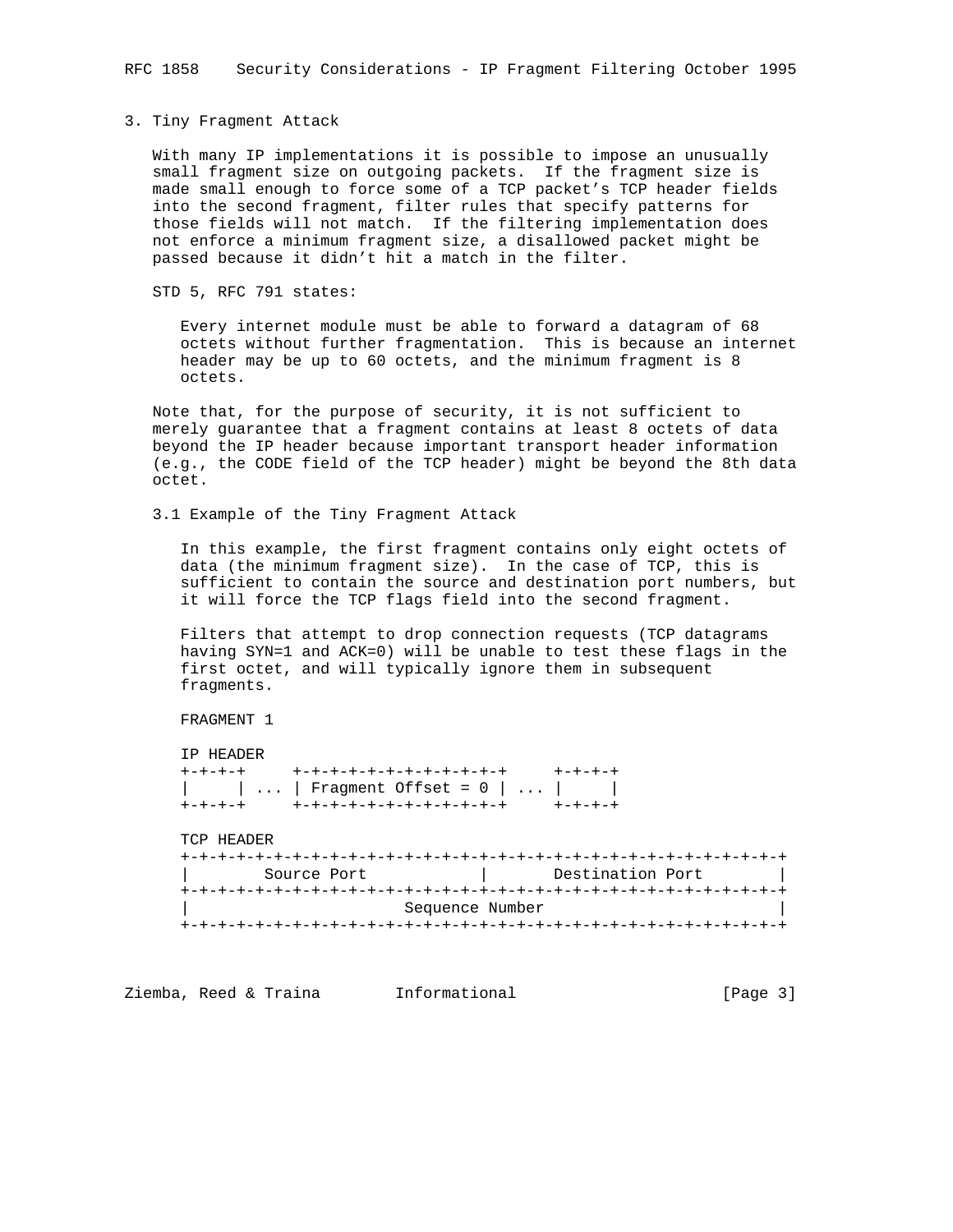## 3. Tiny Fragment Attack

With many IP implementations it is possible to impose an unusually small fragment size on outgoing packets. If the fragment size is made small enough to force some of a TCP packet's TCP header fields into the second fragment, filter rules that specify patterns for those fields will not match. If the filtering implementation does not enforce a minimum fragment size, a disallowed packet might be passed because it didn't hit a match in the filter.

STD 5, RFC 791 states:

> Every internet module must be able to forward a datagram of 68 octets without further fragmentation. This is because an internet header may be up to 60 octets, and the minimum fragment is 8 octets.

Note that, for the purpose of security, it is not sufficient to merely guarantee that a fragment contains at least 8 octets of data beyond the IP header because important transport header information (e.g., the CODE field of the TCP header) might be beyond the 8th data octet.

### 3.1 Example of the Tiny Fragment Attack

In this example, the first fragment contains only eight octets of data (the minimum fragment size). In the case of TCP, this is sufficient to contain the source and destination port numbers, but it will force the TCP flags field into the second fragment.

Filters that attempt to drop connection requests (TCP datagrams having SYN=1 and ACK=0) will be unable to test these flags in the first octet, and will typically ignore them in subsequent fragments.

FRAGMENT 1

```
IP HEADER
+-+-+-+     +-+-+-+-+-+-+-+-+-+-+-+     +-+-+-+
|     | ... | Fragment Offset = 0 | ... |     |
+-+-+-+     +-+-+-+-+-+-+-+-+-+-+-+     +-+-+-+

TCP HEADER
+-+-+-+-+-+-+-+-+-+-+-+-+-+-+-+-+-+-+-+-+-+-+-+-+-+-+-+-+-+-+-+-+
|        Source Port            |       Destination Port        |
+-+-+-+-+-+-+-+-+-+-+-+-+-+-+-+-+-+-+-+-+-+-+-+-+-+-+-+-+-+-+-+-+
|                        Sequence Number                        |
+-+-+-+-+-+-+-+-+-+-+-+-+-+-+-+-+-+-+-+-+-+-+-+-+-+-+-+-+-+-+-+-+
```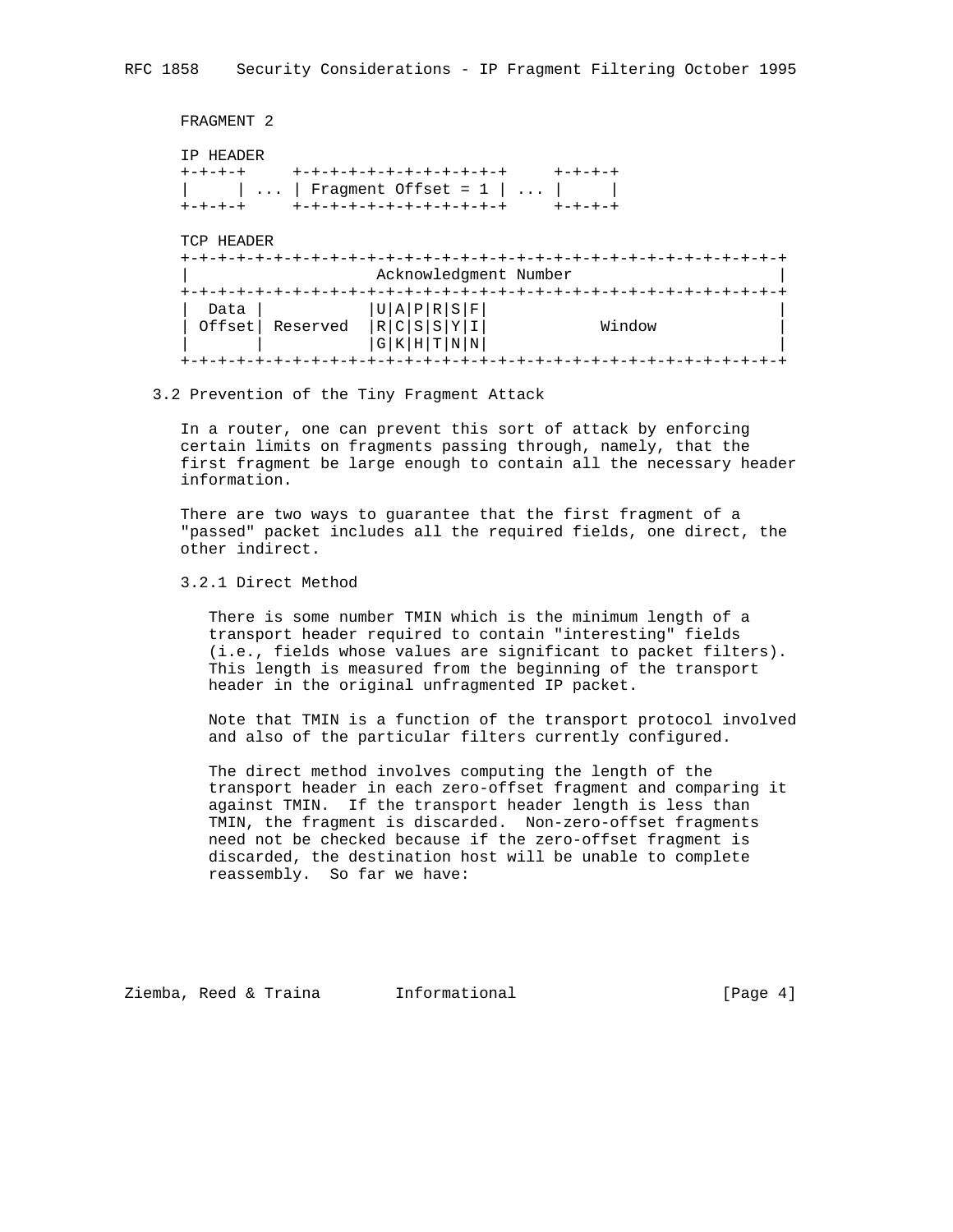FRAGMENT 2

IP HEADER

```
+-+-+-+     +-+-+-+-+-+-+-+-+-+-+-+     +-+-+-+
|     | ... | Fragment Offset = 1 | ... |     |
+-+-+-+     +-+-+-+-+-+-+-+-+-+-+-+     +-+-+-+
```

TCP HEADER

```
+-+-+-+-+-+-+-+-+-+-+-+-+-+-+-+-+-+-+-+-+-+-+-+-+-+-+-+-+-+-+-+-+
|                     Acknowledgment Number                     |
+-+-+-+-+-+-+-+-+-+-+-+-+-+-+-+-+-+-+-+-+-+-+-+-+-+-+-+-+-+-+-+-+
|  Data |           |U|A|P|R|S|F|                               |
| Offset| Reserved  |R|C|S|S|Y|I|            Window             |
|       |           |G|K|H|T|N|N|                               |
+-+-+-+-+-+-+-+-+-+-+-+-+-+-+-+-+-+-+-+-+-+-+-+-+-+-+-+-+-+-+-+-+
```

## 3.2 Prevention of the Tiny Fragment Attack

In a router, one can prevent this sort of attack by enforcing certain limits on fragments passing through, namely, that the first fragment be large enough to contain all the necessary header information.

There are two ways to guarantee that the first fragment of a "passed" packet includes all the required fields, one direct, the other indirect.

### 3.2.1 Direct Method

There is some number TMIN which is the minimum length of a transport header required to contain "interesting" fields (i.e., fields whose values are significant to packet filters). This length is measured from the beginning of the transport header in the original unfragmented IP packet.

Note that TMIN is a function of the transport protocol involved and also of the particular filters currently configured.

The direct method involves computing the length of the transport header in each zero-offset fragment and comparing it against TMIN. If the transport header length is less than TMIN, the fragment is discarded. Non-zero-offset fragments need not be checked because if the zero-offset fragment is discarded, the destination host will be unable to complete reassembly. So far we have: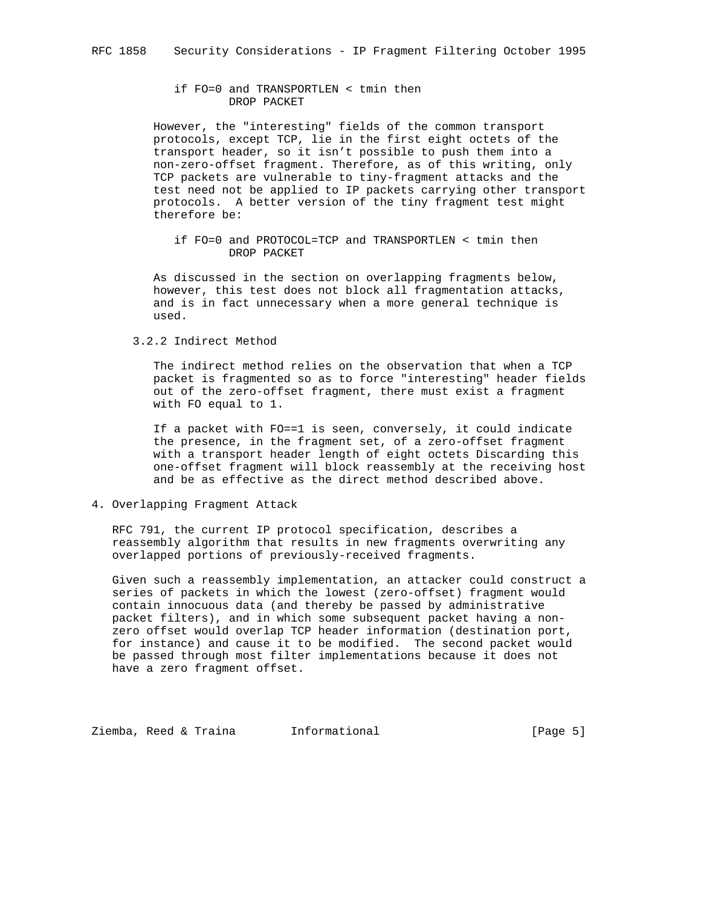```
if FO=0 and TRANSPORTLEN < tmin then
        DROP PACKET
```

However, the "interesting" fields of the common transport protocols, except TCP, lie in the first eight octets of the transport header, so it isn't possible to push them into a non-zero-offset fragment. Therefore, as of this writing, only TCP packets are vulnerable to tiny-fragment attacks and the test need not be applied to IP packets carrying other transport protocols. A better version of the tiny fragment test might therefore be:

```
if FO=0 and PROTOCOL=TCP and TRANSPORTLEN < tmin then
        DROP PACKET
```

As discussed in the section on overlapping fragments below, however, this test does not block all fragmentation attacks, and is in fact unnecessary when a more general technique is used.

### 3.2.2 Indirect Method

The indirect method relies on the observation that when a TCP packet is fragmented so as to force "interesting" header fields out of the zero-offset fragment, there must exist a fragment with FO equal to 1.

If a packet with FO==1 is seen, conversely, it could indicate the presence, in the fragment set, of a zero-offset fragment with a transport header length of eight octets Discarding this one-offset fragment will block reassembly at the receiving host and be as effective as the direct method described above.

## 4. Overlapping Fragment Attack

RFC 791, the current IP protocol specification, describes a reassembly algorithm that results in new fragments overwriting any overlapped portions of previously-received fragments.

Given such a reassembly implementation, an attacker could construct a series of packets in which the lowest (zero-offset) fragment would contain innocuous data (and thereby be passed by administrative packet filters), and in which some subsequent packet having a non-zero offset would overlap TCP header information (destination port, for instance) and cause it to be modified. The second packet would be passed through most filter implementations because it does not have a zero fragment offset.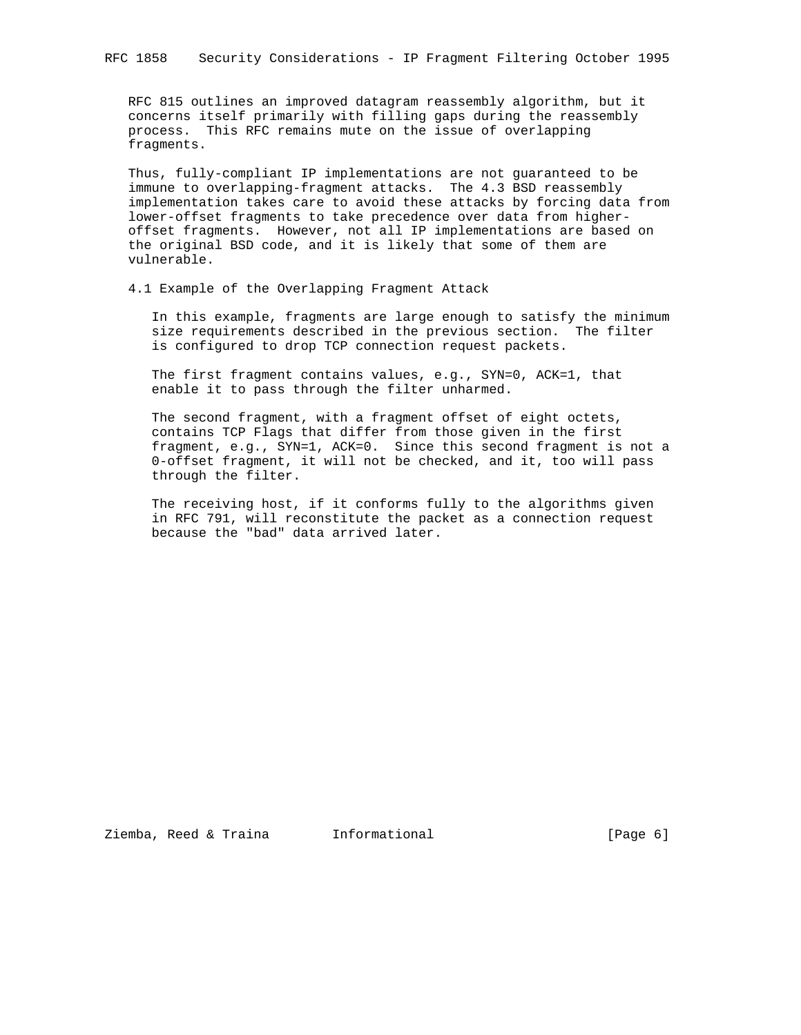RFC 815 outlines an improved datagram reassembly algorithm, but it concerns itself primarily with filling gaps during the reassembly process. This RFC remains mute on the issue of overlapping fragments.

Thus, fully-compliant IP implementations are not guaranteed to be immune to overlapping-fragment attacks. The 4.3 BSD reassembly implementation takes care to avoid these attacks by forcing data from lower-offset fragments to take precedence over data from higher-offset fragments. However, not all IP implementations are based on the original BSD code, and it is likely that some of them are vulnerable.

### 4.1 Example of the Overlapping Fragment Attack

In this example, fragments are large enough to satisfy the minimum size requirements described in the previous section. The filter is configured to drop TCP connection request packets.

The first fragment contains values, e.g., SYN=0, ACK=1, that enable it to pass through the filter unharmed.

The second fragment, with a fragment offset of eight octets, contains TCP Flags that differ from those given in the first fragment, e.g., SYN=1, ACK=0. Since this second fragment is not a 0-offset fragment, it will not be checked, and it, too will pass through the filter.

The receiving host, if it conforms fully to the algorithms given in RFC 791, will reconstitute the packet as a connection request because the "bad" data arrived later.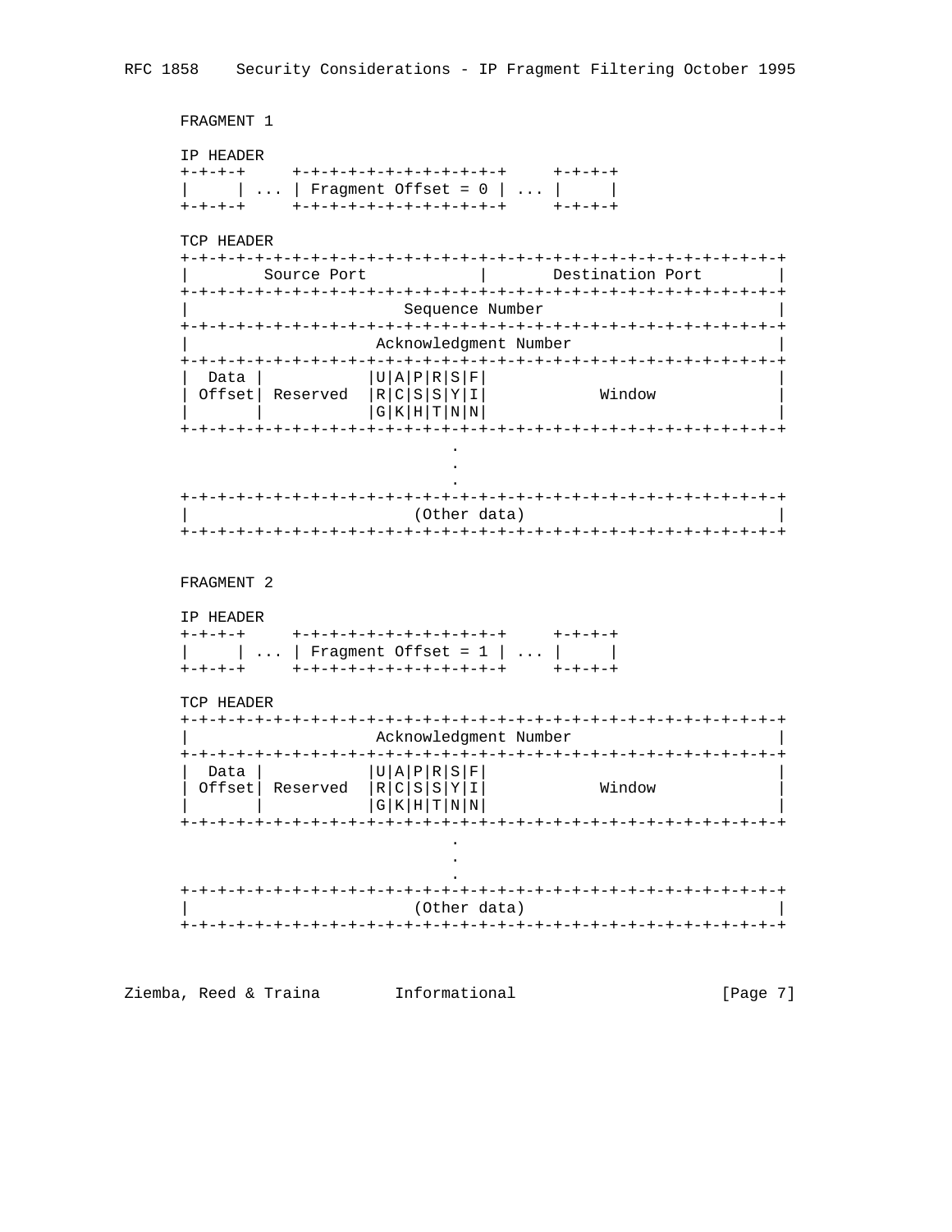FRAGMENT 1

```
IP HEADER
+-+-+-+     +-+-+-+-+-+-+-+-+-+-+-+     +-+-+-+
|     | ... | Fragment Offset = 0 | ... |     |
+-+-+-+     +-+-+-+-+-+-+-+-+-+-+-+     +-+-+-+

TCP HEADER
+-+-+-+-+-+-+-+-+-+-+-+-+-+-+-+-+-+-+-+-+-+-+-+-+-+-+-+-+-+-+-+-+
|        Source Port            |       Destination Port        |
+-+-+-+-+-+-+-+-+-+-+-+-+-+-+-+-+-+-+-+-+-+-+-+-+-+-+-+-+-+-+-+-+
|                        Sequence Number                        |
+-+-+-+-+-+-+-+-+-+-+-+-+-+-+-+-+-+-+-+-+-+-+-+-+-+-+-+-+-+-+-+-+
|                     Acknowledgment Number                     |
+-+-+-+-+-+-+-+-+-+-+-+-+-+-+-+-+-+-+-+-+-+-+-+-+-+-+-+-+-+-+-+-+
|  Data |           |U|A|P|R|S|F|                               |
| Offset| Reserved  |R|C|S|S|Y|I|            Window             |
|       |           |G|K|H|T|N|N|                               |
+-+-+-+-+-+-+-+-+-+-+-+-+-+-+-+-+-+-+-+-+-+-+-+-+-+-+-+-+-+-+-+-+
                               .
                               .
                               .
+-+-+-+-+-+-+-+-+-+-+-+-+-+-+-+-+-+-+-+-+-+-+-+-+-+-+-+-+-+-+-+-+
|                         (Other data)                          |
+-+-+-+-+-+-+-+-+-+-+-+-+-+-+-+-+-+-+-+-+-+-+-+-+-+-+-+-+-+-+-+-+
```

FRAGMENT 2

```
IP HEADER
+-+-+-+     +-+-+-+-+-+-+-+-+-+-+-+     +-+-+-+
|     | ... | Fragment Offset = 1 | ... |     |
+-+-+-+     +-+-+-+-+-+-+-+-+-+-+-+     +-+-+-+

TCP HEADER
+-+-+-+-+-+-+-+-+-+-+-+-+-+-+-+-+-+-+-+-+-+-+-+-+-+-+-+-+-+-+-+-+
|                     Acknowledgment Number                     |
+-+-+-+-+-+-+-+-+-+-+-+-+-+-+-+-+-+-+-+-+-+-+-+-+-+-+-+-+-+-+-+-+
|  Data |           |U|A|P|R|S|F|                               |
| Offset| Reserved  |R|C|S|S|Y|I|            Window             |
|       |           |G|K|H|T|N|N|                               |
+-+-+-+-+-+-+-+-+-+-+-+-+-+-+-+-+-+-+-+-+-+-+-+-+-+-+-+-+-+-+-+-+
                               .
                               .
                               .
+-+-+-+-+-+-+-+-+-+-+-+-+-+-+-+-+-+-+-+-+-+-+-+-+-+-+-+-+-+-+-+-+
|                         (Other data)                          |
+-+-+-+-+-+-+-+-+-+-+-+-+-+-+-+-+-+-+-+-+-+-+-+-+-+-+-+-+-+-+-+-+
```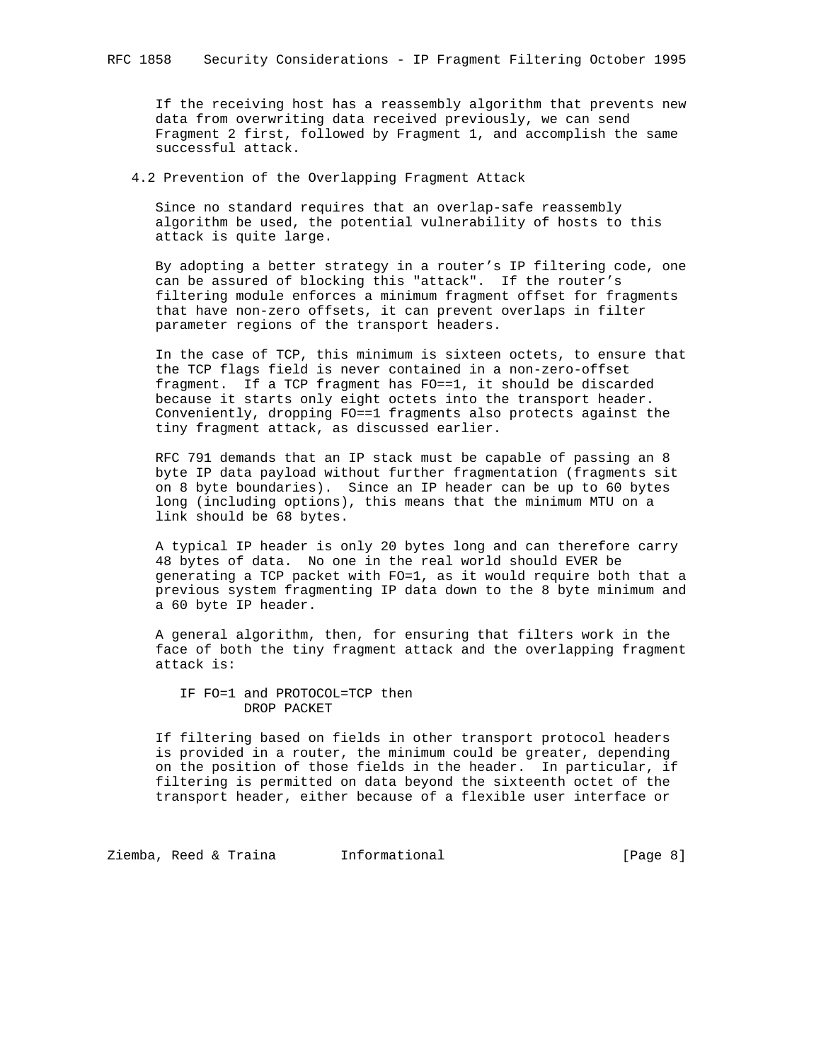If the receiving host has a reassembly algorithm that prevents new data from overwriting data received previously, we can send Fragment 2 first, followed by Fragment 1, and accomplish the same successful attack.

### 4.2 Prevention of the Overlapping Fragment Attack

Since no standard requires that an overlap-safe reassembly algorithm be used, the potential vulnerability of hosts to this attack is quite large.

By adopting a better strategy in a router's IP filtering code, one can be assured of blocking this "attack". If the router's filtering module enforces a minimum fragment offset for fragments that have non-zero offsets, it can prevent overlaps in filter parameter regions of the transport headers.

In the case of TCP, this minimum is sixteen octets, to ensure that the TCP flags field is never contained in a non-zero-offset fragment. If a TCP fragment has FO==1, it should be discarded because it starts only eight octets into the transport header. Conveniently, dropping FO==1 fragments also protects against the tiny fragment attack, as discussed earlier.

RFC 791 demands that an IP stack must be capable of passing an 8 byte IP data payload without further fragmentation (fragments sit on 8 byte boundaries). Since an IP header can be up to 60 bytes long (including options), this means that the minimum MTU on a link should be 68 bytes.

A typical IP header is only 20 bytes long and can therefore carry 48 bytes of data. No one in the real world should EVER be generating a TCP packet with FO=1, as it would require both that a previous system fragmenting IP data down to the 8 byte minimum and a 60 byte IP header.

A general algorithm, then, for ensuring that filters work in the face of both the tiny fragment attack and the overlapping fragment attack is:

```
IF FO=1 and PROTOCOL=TCP then
        DROP PACKET
```

If filtering based on fields in other transport protocol headers is provided in a router, the minimum could be greater, depending on the position of those fields in the header. In particular, if filtering is permitted on data beyond the sixteenth octet of the transport header, either because of a flexible user interface or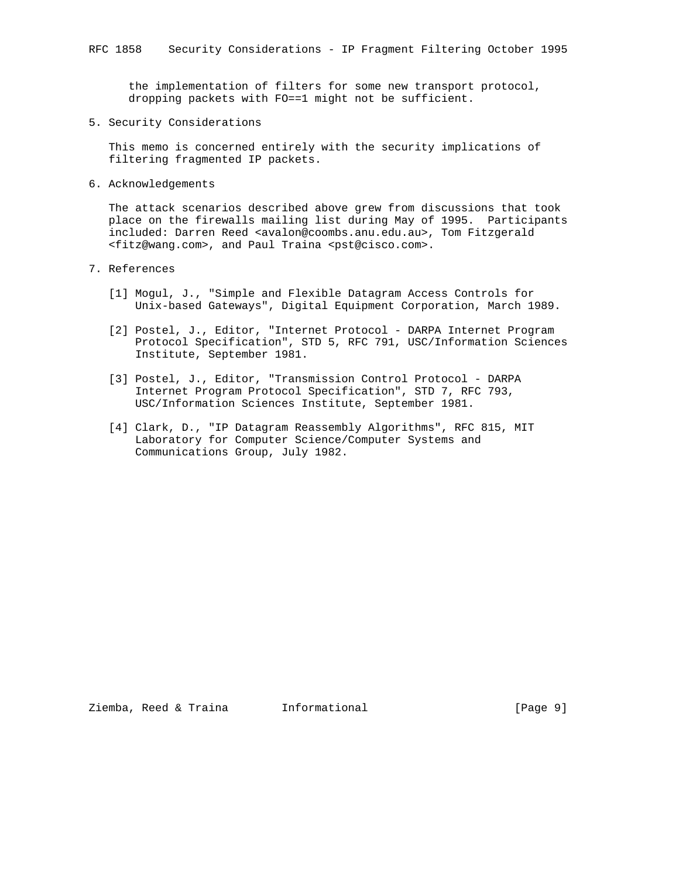the implementation of filters for some new transport protocol, dropping packets with FO==1 might not be sufficient.

## 5. Security Considerations

This memo is concerned entirely with the security implications of filtering fragmented IP packets.

## 6. Acknowledgements

The attack scenarios described above grew from discussions that took place on the firewalls mailing list during May of 1995. Participants included: Darren Reed <avalon@coombs.anu.edu.au>, Tom Fitzgerald <fitz@wang.com>, and Paul Traina <pst@cisco.com>.

## 7. References

[1] Mogul, J., "Simple and Flexible Datagram Access Controls for Unix-based Gateways", Digital Equipment Corporation, March 1989.

[2] Postel, J., Editor, "Internet Protocol - DARPA Internet Program Protocol Specification", STD 5, RFC 791, USC/Information Sciences Institute, September 1981.

[3] Postel, J., Editor, "Transmission Control Protocol - DARPA Internet Program Protocol Specification", STD 7, RFC 793, USC/Information Sciences Institute, September 1981.

[4] Clark, D., "IP Datagram Reassembly Algorithms", RFC 815, MIT Laboratory for Computer Science/Computer Systems and Communications Group, July 1982.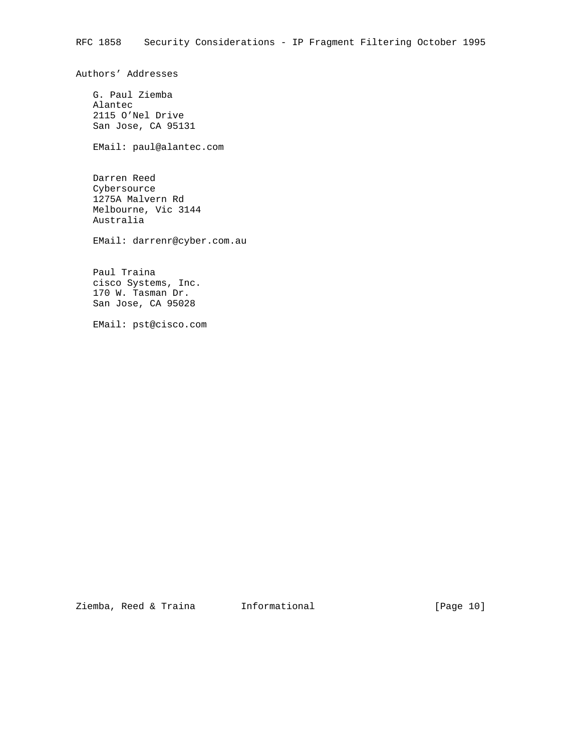# Authors' Addresses

G. Paul Ziemba
Alantec
2115 O'Nel Drive
San Jose, CA 95131

EMail: paul@alantec.com

Darren Reed
Cybersource
1275A Malvern Rd
Melbourne, Vic 3144
Australia

EMail: darrenr@cyber.com.au

Paul Traina
cisco Systems, Inc.
170 W. Tasman Dr.
San Jose, CA 95028

EMail: pst@cisco.com